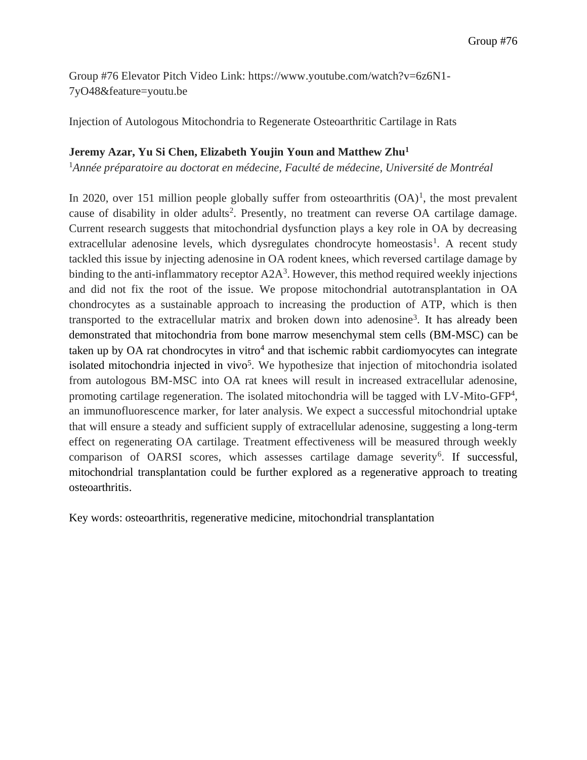Group #76 Elevator Pitch Video Link: https://www.youtube.com/watch?v=6z6N1-7yO48&feature=youtu.be

Injection of Autologous Mitochondria to Regenerate Osteoarthritic Cartilage in Rats

**Jeremy Azar, Yu Si Chen, Elizabeth Youjin Youn and Matthew Zhu[1]**

[1]*Année préparatoire au doctorat en médecine, Faculté de médecine, Université de Montréal*

In 2020, over 151 million people globally suffer from osteoarthritis (OA)[1], the most prevalent cause of disability in older adults[2]. Presently, no treatment can reverse OA cartilage damage. Current research suggests that mitochondrial dysfunction plays a key role in OA by decreasing extracellular adenosine levels, which dysregulates chondrocyte homeostasis[1]. A recent study tackled this issue by injecting adenosine in OA rodent knees, which reversed cartilage damage by binding to the anti-inflammatory receptor A2A[3]. However, this method required weekly injections and did not fix the root of the issue. We propose mitochondrial autotransplantation in OA chondrocytes as a sustainable approach to increasing the production of ATP, which is then transported to the extracellular matrix and broken down into adenosine[3]. It has already been demonstrated that mitochondria from bone marrow mesenchymal stem cells (BM-MSC) can be taken up by OA rat chondrocytes in vitro[4] and that ischemic rabbit cardiomyocytes can integrate isolated mitochondria injected in vivo[5]. We hypothesize that injection of mitochondria isolated from autologous BM-MSC into OA rat knees will result in increased extracellular adenosine, promoting cartilage regeneration. The isolated mitochondria will be tagged with LV-Mito-GFP[4], an immunofluorescence marker, for later analysis. We expect a successful mitochondrial uptake that will ensure a steady and sufficient supply of extracellular adenosine, suggesting a long-term effect on regenerating OA cartilage. Treatment effectiveness will be measured through weekly comparison of OARSI scores, which assesses cartilage damage severity[6]. If successful, mitochondrial transplantation could be further explored as a regenerative approach to treating osteoarthritis.

Key words: osteoarthritis, regenerative medicine, mitochondrial transplantation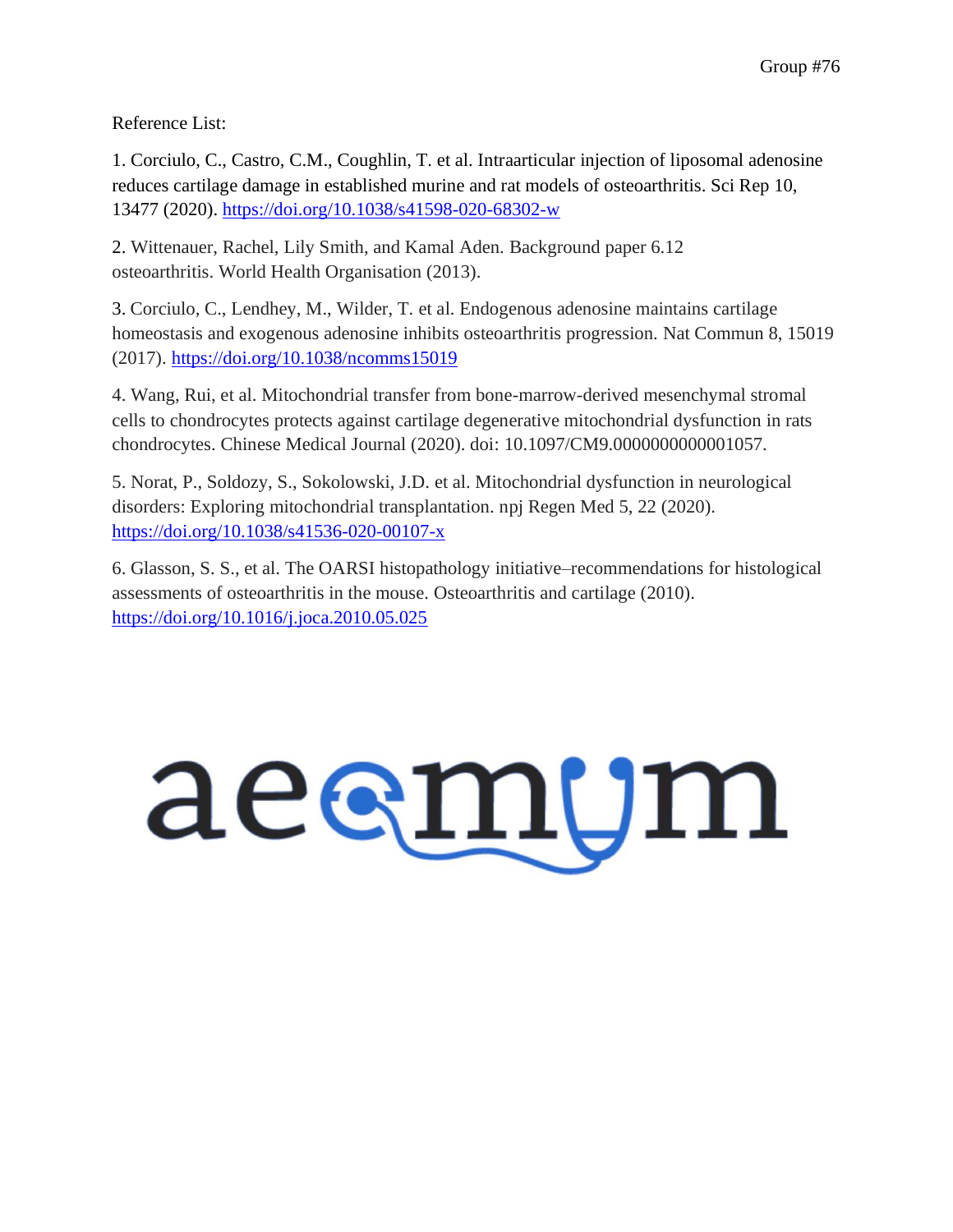Reference List:

1. Corciulo, C., Castro, C.M., Coughlin, T. et al. Intraarticular injection of liposomal adenosine reduces cartilage damage in established murine and rat models of osteoarthritis. Sci Rep 10, 13477 (2020). https://doi.org/10.1038/s41598-020-68302-w

2. Wittenauer, Rachel, Lily Smith, and Kamal Aden. Background paper 6.12 osteoarthritis. World Health Organisation (2013).

3. Corciulo, C., Lendhey, M., Wilder, T. et al. Endogenous adenosine maintains cartilage homeostasis and exogenous adenosine inhibits osteoarthritis progression. Nat Commun 8, 15019 (2017). https://doi.org/10.1038/ncomms15019

4. Wang, Rui, et al. Mitochondrial transfer from bone-marrow-derived mesenchymal stromal cells to chondrocytes protects against cartilage degenerative mitochondrial dysfunction in rats chondrocytes. Chinese Medical Journal (2020). doi: 10.1097/CM9.0000000000001057.

5. Norat, P., Soldozy, S., Sokolowski, J.D. et al. Mitochondrial dysfunction in neurological disorders: Exploring mitochondrial transplantation. npj Regen Med 5, 22 (2020). https://doi.org/10.1038/s41536-020-00107-x

6. Glasson, S. S., et al. The OARSI histopathology initiative–recommendations for histological assessments of osteoarthritis in the mouse. Osteoarthritis and cartilage (2010). https://doi.org/10.1016/j.joca.2010.05.025